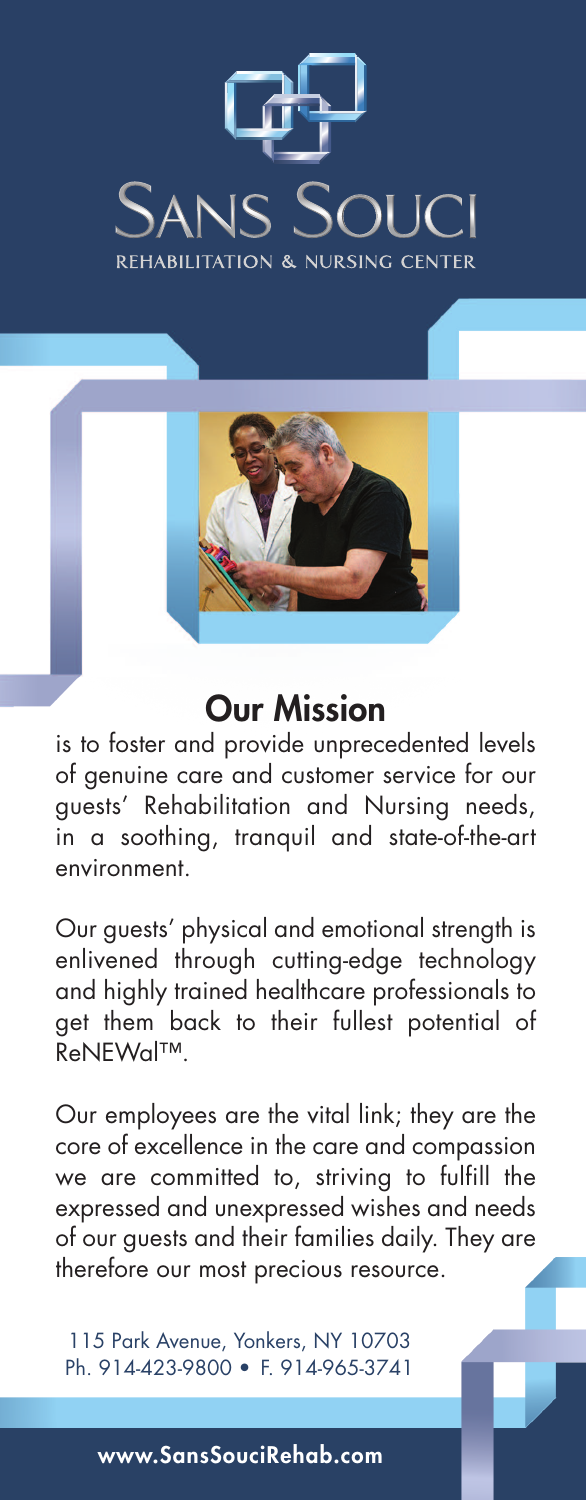# SANS SOUCI

REHABILITATION & NURSING CENTER

## Our Mission

is to foster and provide unprecedented levels of genuine care and customer service for our guests' Rehabilitation and Nursing needs, in a soothing, tranquil and state-of-the-art environment.

Our guests' physical and emotional strength is enlivened through cutting-edge technology and highly trained healthcare professionals to get them back to their fullest potential of ReNEWal™.

Our employees are the vital link; they are the core of excellence in the care and compassion we are committed to, striving to fulfill the expressed and unexpressed wishes and needs of our guests and their families daily. They are therefore our most precious resource.

115 Park Avenue, Yonkers, NY 10703
Ph. 914-423-9800 • F. 914-965-3741

**www.SansSouciRehab.com**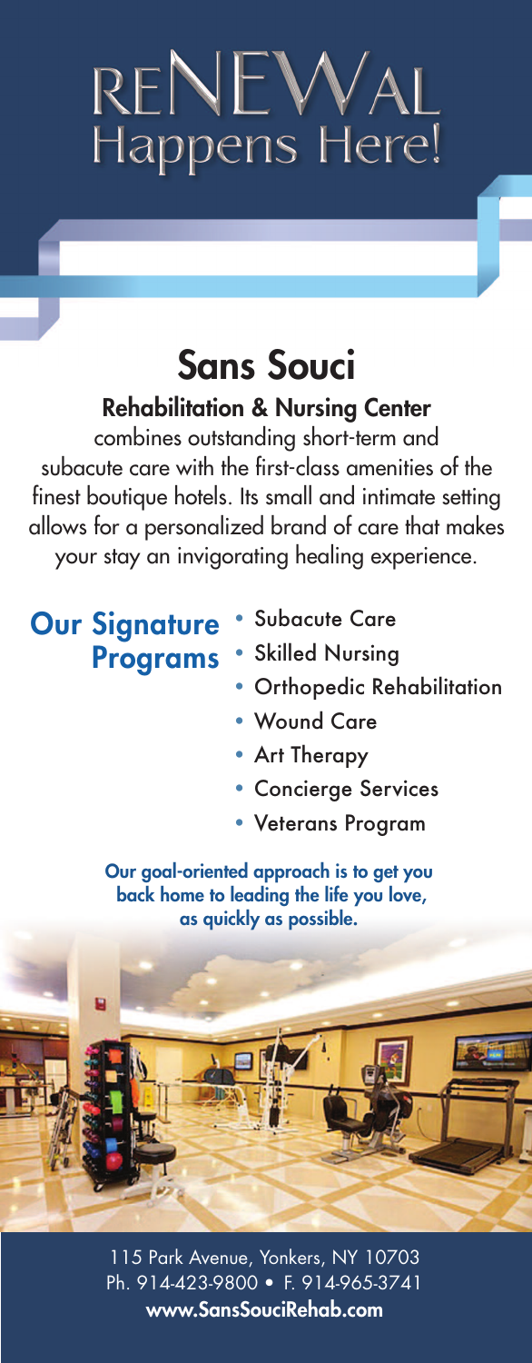# RENEWAL Happens Here!

## Sans Souci

### Rehabilitation & Nursing Center

combines outstanding short-term and subacute care with the first-class amenities of the finest boutique hotels. Its small and intimate setting allows for a personalized brand of care that makes your stay an invigorating healing experience.

**Our Signature Programs**

- Subacute Care
- Skilled Nursing
- Orthopedic Rehabilitation
- Wound Care
- Art Therapy
- Concierge Services
- Veterans Program

**Our goal-oriented approach is to get you back home to leading the life you love, as quickly as possible.**

115 Park Avenue, Yonkers, NY 10703
Ph. 914-423-9800 • F. 914-965-3741
**www.SansSouciRehab.com**